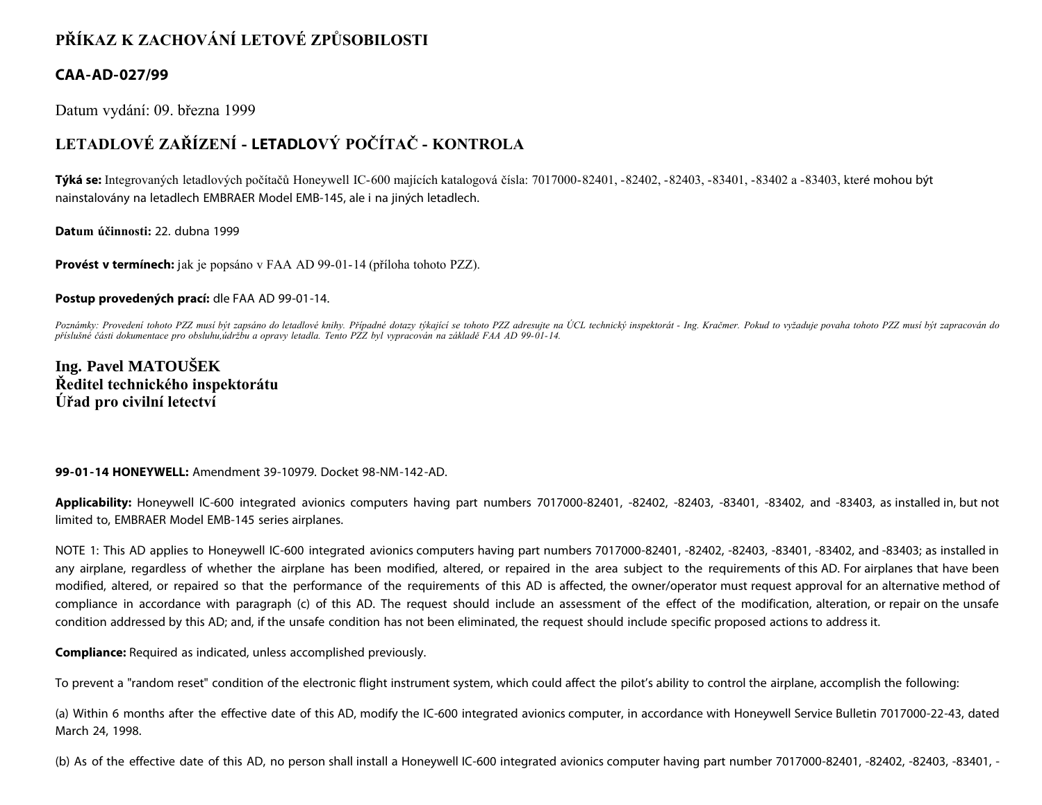# PŘÍKAZ K ZACHOVÁNÍ LETOVÉ ZPŮSOBILOSTI

## CAA-AD-027/99

Datum vydání: 09. března 1999

## LETADLOVÉ ZAŘÍZENÍ - LETADLOVÝ POČÍTAČ - KONTROLA

**Týká se:** Integrovaných letadlových počítačů Honeywell IC-600 majících katalogová čísla: 7017000-82401, -82402, -82403, -83401, -83402 a -83403, které mohou být nainstalovány na letadlech EMBRAER Model EMB-145, ale i na jiných letadlech.

**Datum účinnosti:** 22. dubna 1999

**Provést v termínech:** jak je popsáno v FAA AD 99-01-14 (příloha tohoto PZZ).

**Postup provedených prací:** dle FAA AD 99-01-14.

*Poznámky: Provedení tohoto PZZ musí být zapsáno do letadlové knihy. Případné dotazy týkající se tohoto PZZ adresujte na ÚCL technický inspektorát - Ing. Kračmer. Pokud to vyžaduje povaha tohoto PZZ musí být zapracován do příslušné části dokumentace pro obsluhu,údržbu a opravy letadla. Tento PZZ byl vypracován na základě FAA AD 99-01-14.*

**Ing. Pavel MATOUŠEK**
**Ředitel technického inspektorátu**
**Úřad pro civilní letectví**

**99-01-14 HONEYWELL:** Amendment 39-10979. Docket 98-NM-142-AD.

**Applicability:** Honeywell IC-600 integrated avionics computers having part numbers 7017000-82401, -82402, -82403, -83401, -83402, and -83403, as installed in, but not limited to, EMBRAER Model EMB-145 series airplanes.

NOTE 1: This AD applies to Honeywell IC-600 integrated avionics computers having part numbers 7017000-82401, -82402, -82403, -83401, -83402, and -83403; as installed in any airplane, regardless of whether the airplane has been modified, altered, or repaired in the area subject to the requirements of this AD. For airplanes that have been modified, altered, or repaired so that the performance of the requirements of this AD is affected, the owner/operator must request approval for an alternative method of compliance in accordance with paragraph (c) of this AD. The request should include an assessment of the effect of the modification, alteration, or repair on the unsafe condition addressed by this AD; and, if the unsafe condition has not been eliminated, the request should include specific proposed actions to address it.

**Compliance:** Required as indicated, unless accomplished previously.

To prevent a "random reset" condition of the electronic flight instrument system, which could affect the pilot's ability to control the airplane, accomplish the following:

(a) Within 6 months after the effective date of this AD, modify the IC-600 integrated avionics computer, in accordance with Honeywell Service Bulletin 7017000-22-43, dated March 24, 1998.

(b) As of the effective date of this AD, no person shall install a Honeywell IC-600 integrated avionics computer having part number 7017000-82401, -82402, -82403, -83401, -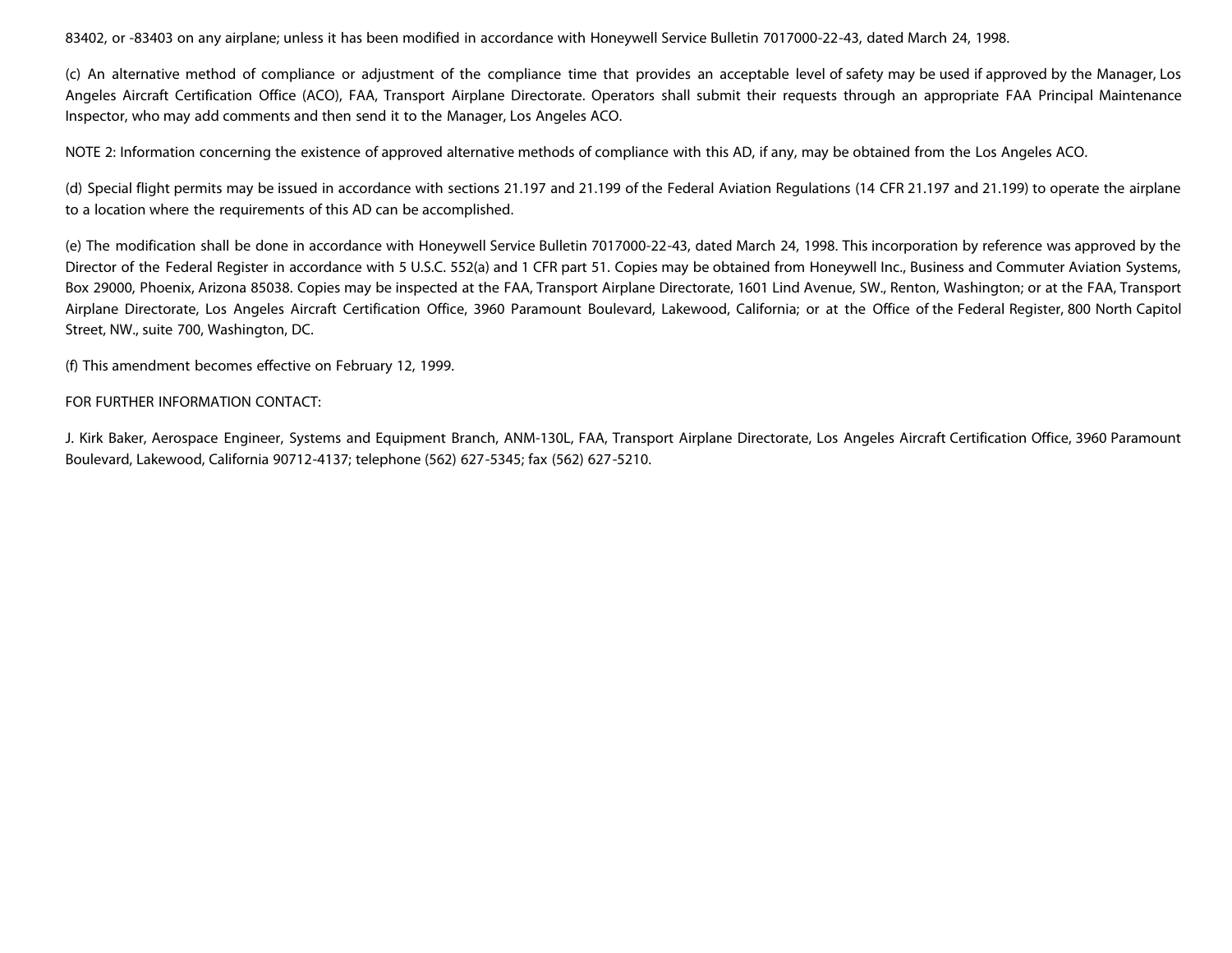83402, or -83403 on any airplane; unless it has been modified in accordance with Honeywell Service Bulletin 7017000-22-43, dated March 24, 1998.

(c) An alternative method of compliance or adjustment of the compliance time that provides an acceptable level of safety may be used if approved by the Manager, Los Angeles Aircraft Certification Office (ACO), FAA, Transport Airplane Directorate. Operators shall submit their requests through an appropriate FAA Principal Maintenance Inspector, who may add comments and then send it to the Manager, Los Angeles ACO.

NOTE 2: Information concerning the existence of approved alternative methods of compliance with this AD, if any, may be obtained from the Los Angeles ACO.

(d) Special flight permits may be issued in accordance with sections 21.197 and 21.199 of the Federal Aviation Regulations (14 CFR 21.197 and 21.199) to operate the airplane to a location where the requirements of this AD can be accomplished.

(e) The modification shall be done in accordance with Honeywell Service Bulletin 7017000-22-43, dated March 24, 1998. This incorporation by reference was approved by the Director of the Federal Register in accordance with 5 U.S.C. 552(a) and 1 CFR part 51. Copies may be obtained from Honeywell Inc., Business and Commuter Aviation Systems, Box 29000, Phoenix, Arizona 85038. Copies may be inspected at the FAA, Transport Airplane Directorate, 1601 Lind Avenue, SW., Renton, Washington; or at the FAA, Transport Airplane Directorate, Los Angeles Aircraft Certification Office, 3960 Paramount Boulevard, Lakewood, California; or at the Office of the Federal Register, 800 North Capitol Street, NW., suite 700, Washington, DC.

(f) This amendment becomes effective on February 12, 1999.

FOR FURTHER INFORMATION CONTACT:

J. Kirk Baker, Aerospace Engineer, Systems and Equipment Branch, ANM-130L, FAA, Transport Airplane Directorate, Los Angeles Aircraft Certification Office, 3960 Paramount Boulevard, Lakewood, California 90712-4137; telephone (562) 627-5345; fax (562) 627-5210.